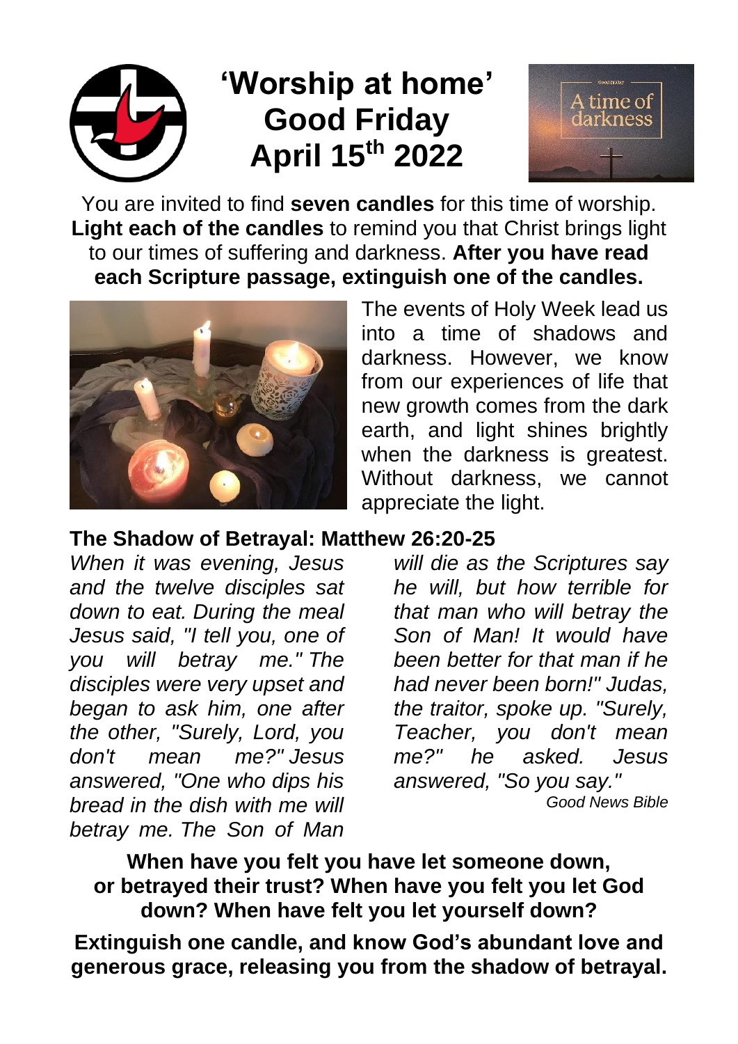# 'Worship at home' Good Friday April 15th 2022

You are invited to find **seven candles** for this time of worship. **Light each of the candles** to remind you that Christ brings light to our times of suffering and darkness. **After you have read each Scripture passage, extinguish one of the candles.**

The events of Holy Week lead us into a time of shadows and darkness. However, we know from our experiences of life that new growth comes from the dark earth, and light shines brightly when the darkness is greatest. Without darkness, we cannot appreciate the light.

## The Shadow of Betrayal: Matthew 26:20-25

*When it was evening, Jesus and the twelve disciples sat down to eat. During the meal Jesus said, "I tell you, one of you will betray me." The disciples were very upset and began to ask him, one after the other, "Surely, Lord, you don't mean me?" Jesus answered, "One who dips his bread in the dish with me will betray me. The Son of Man will die as the Scriptures say he will, but how terrible for that man who will betray the Son of Man! It would have been better for that man if he had never been born!" Judas, the traitor, spoke up. "Surely, Teacher, you don't mean me?" he asked. Jesus answered, "So you say."*

*Good News Bible*

**When have you felt you have let someone down, or betrayed their trust? When have you felt you let God down? When have felt you let yourself down?**

**Extinguish one candle, and know God's abundant love and generous grace, releasing you from the shadow of betrayal.**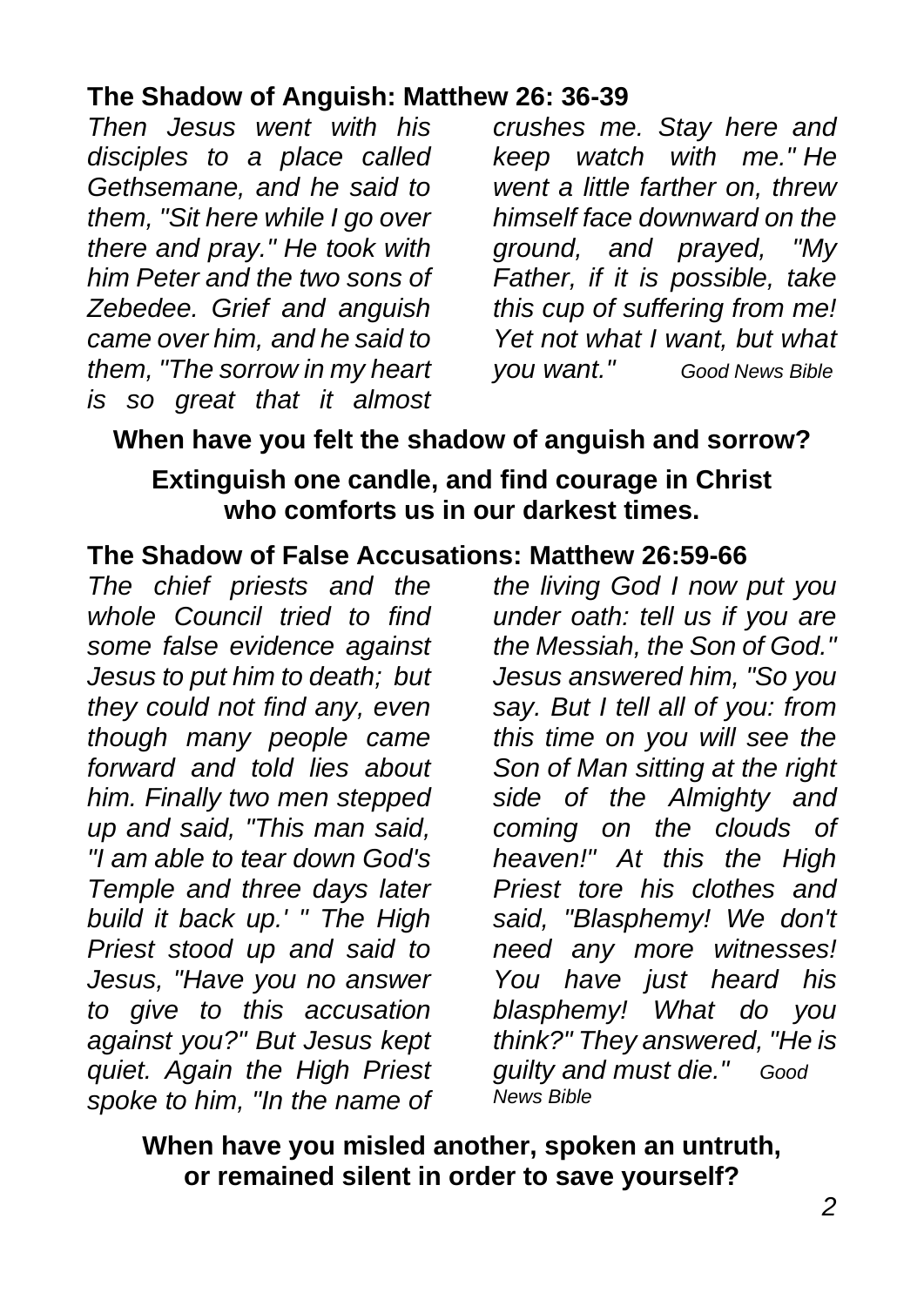### The Shadow of Anguish: Matthew 26: 36-39

*Then Jesus went with his disciples to a place called Gethsemane, and he said to them, "Sit here while I go over there and pray." He took with him Peter and the two sons of Zebedee. Grief and anguish came over him, and he said to them, "The sorrow in my heart is so great that it almost crushes me. Stay here and keep watch with me." He went a little farther on, threw himself face downward on the ground, and prayed, "My Father, if it is possible, take this cup of suffering from me! Yet not what I want, but what you want."* *Good News Bible*

**When have you felt the shadow of anguish and sorrow?**

**Extinguish one candle, and find courage in Christ who comforts us in our darkest times.**

### The Shadow of False Accusations: Matthew 26:59-66

*The chief priests and the whole Council tried to find some false evidence against Jesus to put him to death; but they could not find any, even though many people came forward and told lies about him. Finally two men stepped up and said, "This man said, "I am able to tear down God's Temple and three days later build it back up.' " The High Priest stood up and said to Jesus, "Have you no answer to give to this accusation against you?" But Jesus kept quiet. Again the High Priest spoke to him, "In the name of the living God I now put you under oath: tell us if you are the Messiah, the Son of God." Jesus answered him, "So you say. But I tell all of you: from this time on you will see the Son of Man sitting at the right side of the Almighty and coming on the clouds of heaven!" At this the High Priest tore his clothes and said, "Blasphemy! We don't need any more witnesses! You have just heard his blasphemy! What do you think?" They answered, "He is guilty and must die."* *Good News Bible*

**When have you misled another, spoken an untruth, or remained silent in order to save yourself?**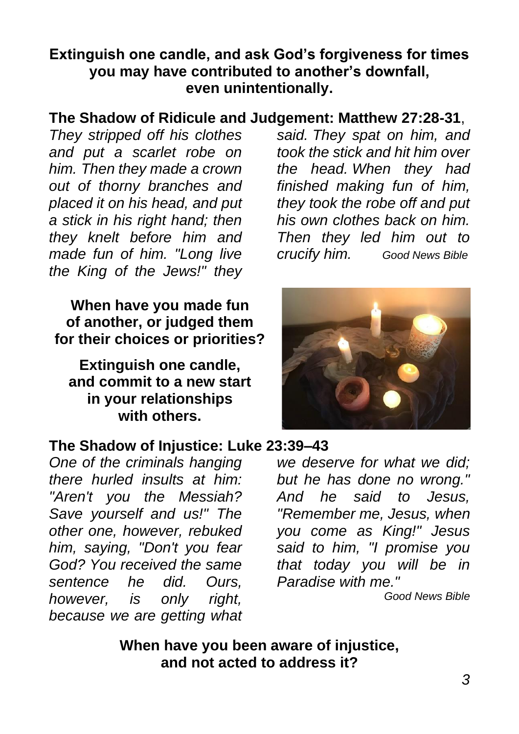**Extinguish one candle, and ask God's forgiveness for times you may have contributed to another's downfall, even unintentionally.**

## The Shadow of Ridicule and Judgement: Matthew 27:28-31,

*They stripped off his clothes and put a scarlet robe on him. Then they made a crown out of thorny branches and placed it on his head, and put a stick in his right hand; then they knelt before him and made fun of him. "Long live the King of the Jews!" they said. They spat on him, and took the stick and hit him over the head. When they had finished making fun of him, they took the robe off and put his own clothes back on him. Then they led him out to crucify him.* *Good News Bible*

**When have you made fun of another, or judged them for their choices or priorities?**

**Extinguish one candle, and commit to a new start in your relationships with others.**

## The Shadow of Injustice: Luke 23:39–43

*One of the criminals hanging there hurled insults at him: "Aren't you the Messiah? Save yourself and us!" The other one, however, rebuked him, saying, "Don't you fear God? You received the same sentence he did. Ours, however, is only right, because we are getting what we deserve for what we did; but he has done no wrong." And he said to Jesus, "Remember me, Jesus, when you come as King!" Jesus said to him, "I promise you that today you will be in Paradise with me."*

*Good News Bible*

**When have you been aware of injustice, and not acted to address it?**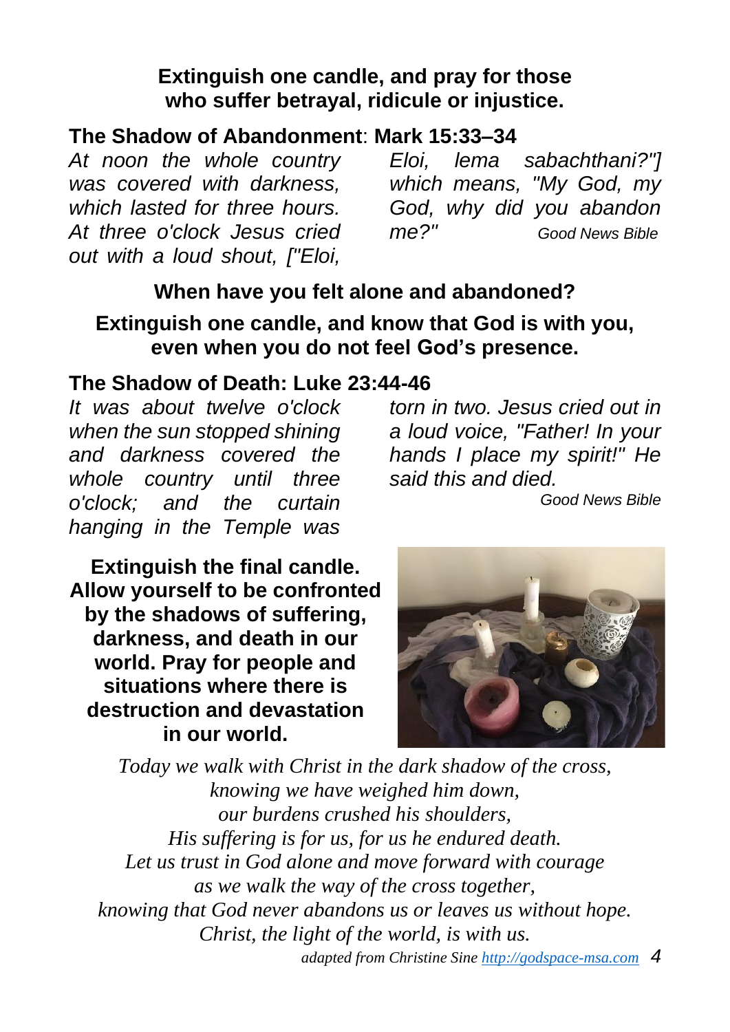**Extinguish one candle, and pray for those who suffer betrayal, ridicule or injustice.**

## The Shadow of Abandonment: Mark 15:33–34

*At noon the whole country was covered with darkness, which lasted for three hours. At three o'clock Jesus cried out with a loud shout, ["Eloi, Eloi, lema sabachthani?"] which means, "My God, my God, why did you abandon me?"* Good News Bible

**When have you felt alone and abandoned?**

**Extinguish one candle, and know that God is with you, even when you do not feel God's presence.**

## The Shadow of Death: Luke 23:44-46

*It was about twelve o'clock when the sun stopped shining and darkness covered the whole country until three o'clock; and the curtain hanging in the Temple was torn in two. Jesus cried out in a loud voice, "Father! In your hands I place my spirit!" He said this and died.*

Good News Bible

**Extinguish the final candle. Allow yourself to be confronted by the shadows of suffering, darkness, and death in our world. Pray for people and situations where there is destruction and devastation in our world.**

*Today we walk with Christ in the dark shadow of the cross,*
*knowing we have weighed him down,*
*our burdens crushed his shoulders,*
*His suffering is for us, for us he endured death.*
*Let us trust in God alone and move forward with courage*
*as we walk the way of the cross together,*
*knowing that God never abandons us or leaves us without hope.*
*Christ, the light of the world, is with us.*

*adapted from Christine Sine [http://godspace-msa.com](http://godspace-msa.com)*